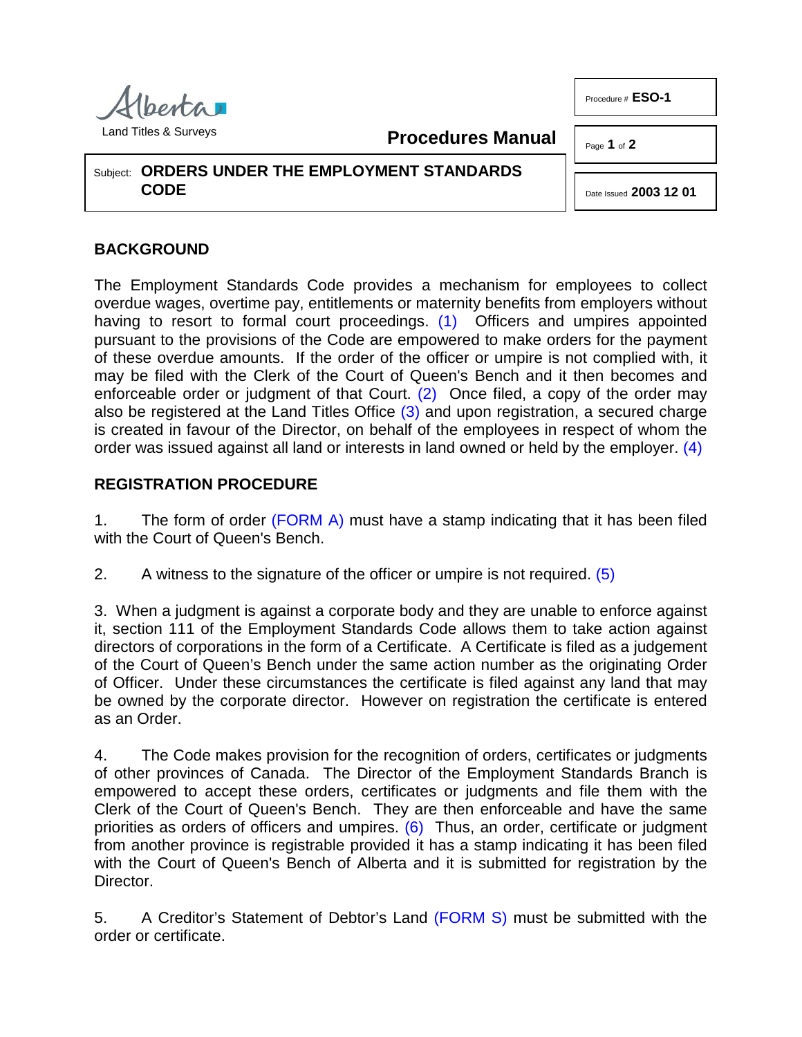Alberta Land Titles & Surveys

**Procedures Manual**

Procedure # **ESO-1**

Date Issued **2003 12 01**

Subject: **ORDERS UNDER THE EMPLOYMENT STANDARDS CODE**

## BACKGROUND

The Employment Standards Code provides a mechanism for employees to collect overdue wages, overtime pay, entitlements or maternity benefits from employers without having to resort to formal court proceedings. (1) Officers and umpires appointed pursuant to the provisions of the Code are empowered to make orders for the payment of these overdue amounts. If the order of the officer or umpire is not complied with, it may be filed with the Clerk of the Court of Queen's Bench and it then becomes and enforceable order or judgment of that Court. (2) Once filed, a copy of the order may also be registered at the Land Titles Office (3) and upon registration, a secured charge is created in favour of the Director, on behalf of the employees in respect of whom the order was issued against all land or interests in land owned or held by the employer. (4)

## REGISTRATION PROCEDURE

1. The form of order (FORM A) must have a stamp indicating that it has been filed with the Court of Queen's Bench.

2. A witness to the signature of the officer or umpire is not required. (5)

3. When a judgment is against a corporate body and they are unable to enforce against it, section 111 of the Employment Standards Code allows them to take action against directors of corporations in the form of a Certificate. A Certificate is filed as a judgement of the Court of Queen's Bench under the same action number as the originating Order of Officer. Under these circumstances the certificate is filed against any land that may be owned by the corporate director. However on registration the certificate is entered as an Order.

4. The Code makes provision for the recognition of orders, certificates or judgments of other provinces of Canada. The Director of the Employment Standards Branch is empowered to accept these orders, certificates or judgments and file them with the Clerk of the Court of Queen's Bench. They are then enforceable and have the same priorities as orders of officers and umpires. (6) Thus, an order, certificate or judgment from another province is registrable provided it has a stamp indicating it has been filed with the Court of Queen's Bench of Alberta and it is submitted for registration by the Director.

5. A Creditor's Statement of Debtor's Land (FORM S) must be submitted with the order or certificate.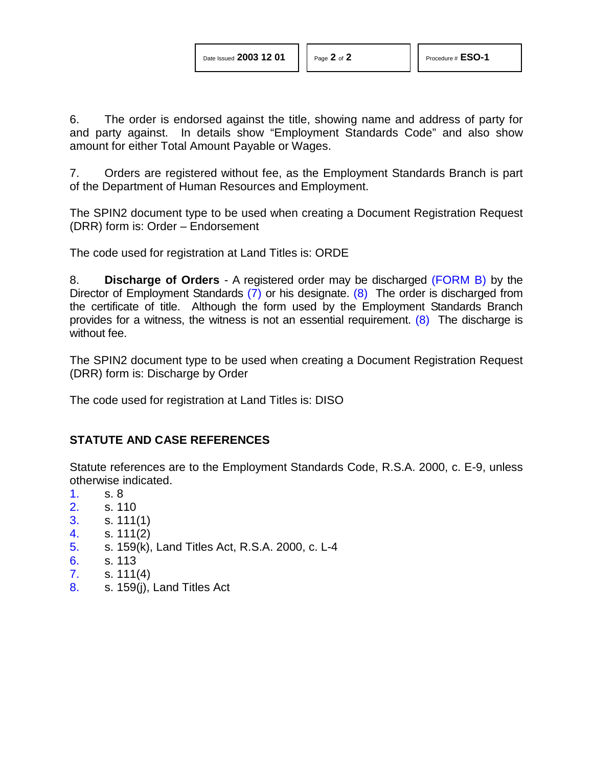6. The order is endorsed against the title, showing name and address of party for and party against. In details show "Employment Standards Code" and also show amount for either Total Amount Payable or Wages.

7. Orders are registered without fee, as the Employment Standards Branch is part of the Department of Human Resources and Employment.

The SPIN2 document type to be used when creating a Document Registration Request (DRR) form is: Order – Endorsement

The code used for registration at Land Titles is: ORDE

8. **Discharge of Orders** - A registered order may be discharged (FORM B) by the Director of Employment Standards (7) or his designate. (8) The order is discharged from the certificate of title. Although the form used by the Employment Standards Branch provides for a witness, the witness is not an essential requirement. (8) The discharge is without fee.

The SPIN2 document type to be used when creating a Document Registration Request (DRR) form is: Discharge by Order

The code used for registration at Land Titles is: DISO

## STATUTE AND CASE REFERENCES

Statute references are to the Employment Standards Code, R.S.A. 2000, c. E-9, unless otherwise indicated.

1. s. 8
2. s. 110
3. s. 111(1)
4. s. 111(2)
5. s. 159(k), Land Titles Act, R.S.A. 2000, c. L-4
6. s. 113
7. s. 111(4)
8. s. 159(j), Land Titles Act